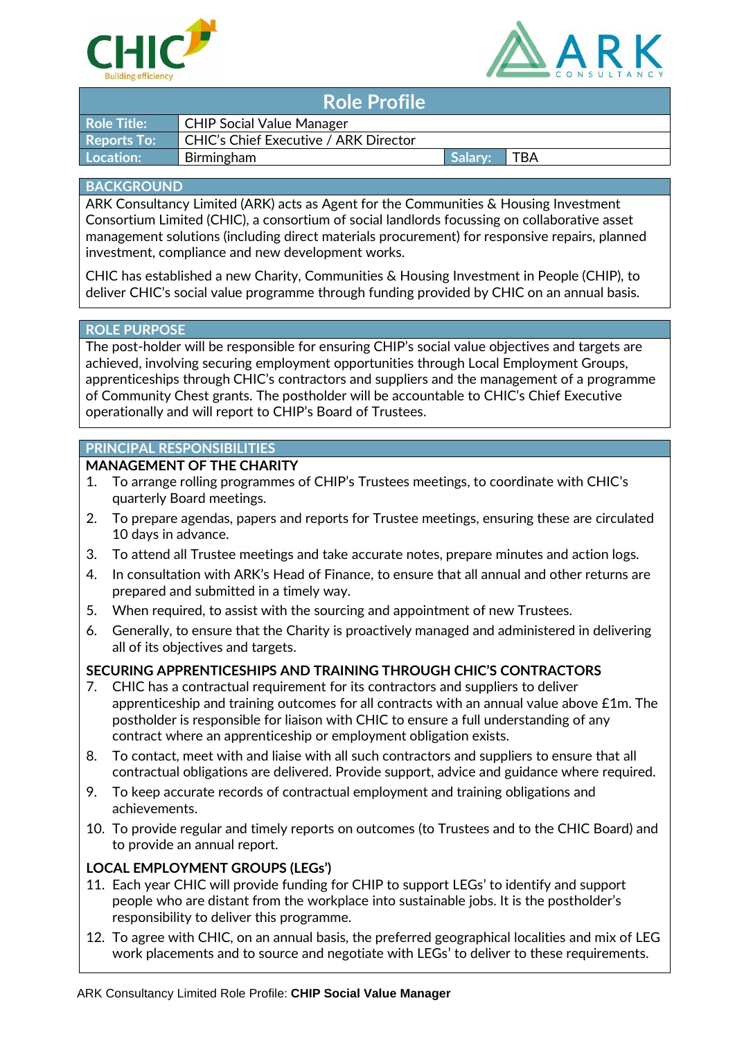# Role Profile

| | | | |
|---|---|---|---|
| **Role Title:** | CHIP Social Value Manager | | |
| **Reports To:** | CHIC's Chief Executive / ARK Director | | |
| **Location:** | Birmingham | **Salary:** | TBA |

## BACKGROUND

ARK Consultancy Limited (ARK) acts as Agent for the Communities & Housing Investment Consortium Limited (CHIC), a consortium of social landlords focussing on collaborative asset management solutions (including direct materials procurement) for responsive repairs, planned investment, compliance and new development works.

CHIC has established a new Charity, Communities & Housing Investment in People (CHIP), to deliver CHIC's social value programme through funding provided by CHIC on an annual basis.

## ROLE PURPOSE

The post-holder will be responsible for ensuring CHIP's social value objectives and targets are achieved, involving securing employment opportunities through Local Employment Groups, apprenticeships through CHIC's contractors and suppliers and the management of a programme of Community Chest grants. The postholder will be accountable to CHIC's Chief Executive operationally and will report to CHIP's Board of Trustees.

## PRINCIPAL RESPONSIBILITIES

### MANAGEMENT OF THE CHARITY

1. To arrange rolling programmes of CHIP's Trustees meetings, to coordinate with CHIC's quarterly Board meetings.
2. To prepare agendas, papers and reports for Trustee meetings, ensuring these are circulated 10 days in advance.
3. To attend all Trustee meetings and take accurate notes, prepare minutes and action logs.
4. In consultation with ARK's Head of Finance, to ensure that all annual and other returns are prepared and submitted in a timely way.
5. When required, to assist with the sourcing and appointment of new Trustees.
6. Generally, to ensure that the Charity is proactively managed and administered in delivering all of its objectives and targets.

### SECURING APPRENTICESHIPS AND TRAINING THROUGH CHIC'S CONTRACTORS

7. CHIC has a contractual requirement for its contractors and suppliers to deliver apprenticeship and training outcomes for all contracts with an annual value above £1m. The postholder is responsible for liaison with CHIC to ensure a full understanding of any contract where an apprenticeship or employment obligation exists.
8. To contact, meet with and liaise with all such contractors and suppliers to ensure that all contractual obligations are delivered. Provide support, advice and guidance where required.
9. To keep accurate records of contractual employment and training obligations and achievements.
10. To provide regular and timely reports on outcomes (to Trustees and to the CHIC Board) and to provide an annual report.

### LOCAL EMPLOYMENT GROUPS (LEGs')

11. Each year CHIC will provide funding for CHIP to support LEGs' to identify and support people who are distant from the workplace into sustainable jobs. It is the postholder's responsibility to deliver this programme.
12. To agree with CHIC, on an annual basis, the preferred geographical localities and mix of LEG work placements and to source and negotiate with LEGs' to deliver to these requirements.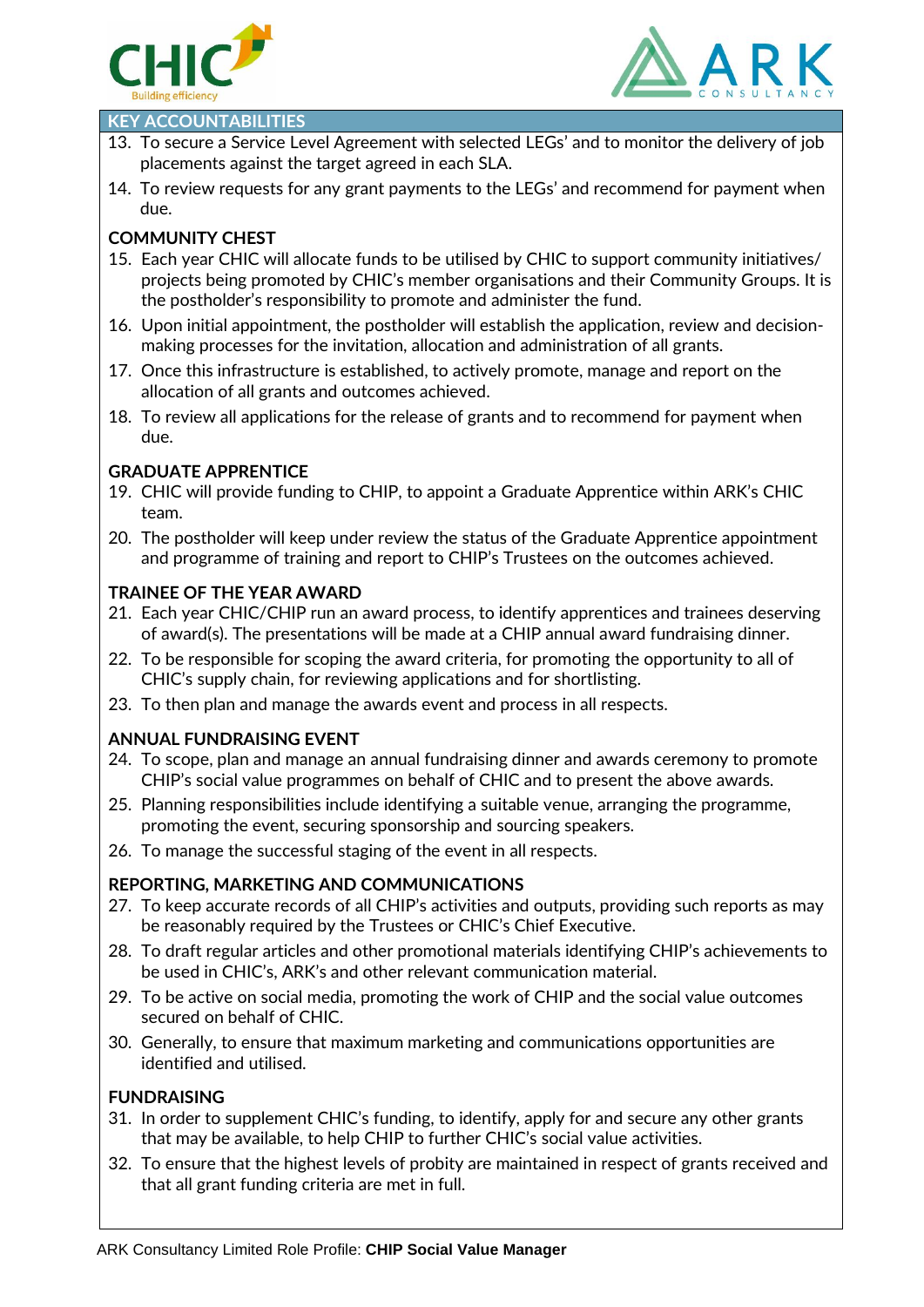## KEY ACCOUNTABILITIES

13. To secure a Service Level Agreement with selected LEGs' and to monitor the delivery of job placements against the target agreed in each SLA.
14. To review requests for any grant payments to the LEGs' and recommend for payment when due.

### COMMUNITY CHEST

15. Each year CHIC will allocate funds to be utilised by CHIC to support community initiatives/ projects being promoted by CHIC's member organisations and their Community Groups. It is the postholder's responsibility to promote and administer the fund.
16. Upon initial appointment, the postholder will establish the application, review and decision-making processes for the invitation, allocation and administration of all grants.
17. Once this infrastructure is established, to actively promote, manage and report on the allocation of all grants and outcomes achieved.
18. To review all applications for the release of grants and to recommend for payment when due.

### GRADUATE APPRENTICE

19. CHIC will provide funding to CHIP, to appoint a Graduate Apprentice within ARK's CHIC team.
20. The postholder will keep under review the status of the Graduate Apprentice appointment and programme of training and report to CHIP's Trustees on the outcomes achieved.

### TRAINEE OF THE YEAR AWARD

21. Each year CHIC/CHIP run an award process, to identify apprentices and trainees deserving of award(s). The presentations will be made at a CHIP annual award fundraising dinner.
22. To be responsible for scoping the award criteria, for promoting the opportunity to all of CHIC's supply chain, for reviewing applications and for shortlisting.
23. To then plan and manage the awards event and process in all respects.

### ANNUAL FUNDRAISING EVENT

24. To scope, plan and manage an annual fundraising dinner and awards ceremony to promote CHIP's social value programmes on behalf of CHIC and to present the above awards.
25. Planning responsibilities include identifying a suitable venue, arranging the programme, promoting the event, securing sponsorship and sourcing speakers.
26. To manage the successful staging of the event in all respects.

### REPORTING, MARKETING AND COMMUNICATIONS

27. To keep accurate records of all CHIP's activities and outputs, providing such reports as may be reasonably required by the Trustees or CHIC's Chief Executive.
28. To draft regular articles and other promotional materials identifying CHIP's achievements to be used in CHIC's, ARK's and other relevant communication material.
29. To be active on social media, promoting the work of CHIP and the social value outcomes secured on behalf of CHIC.
30. Generally, to ensure that maximum marketing and communications opportunities are identified and utilised.

### FUNDRAISING

31. In order to supplement CHIC's funding, to identify, apply for and secure any other grants that may be available, to help CHIP to further CHIC's social value activities.
32. To ensure that the highest levels of probity are maintained in respect of grants received and that all grant funding criteria are met in full.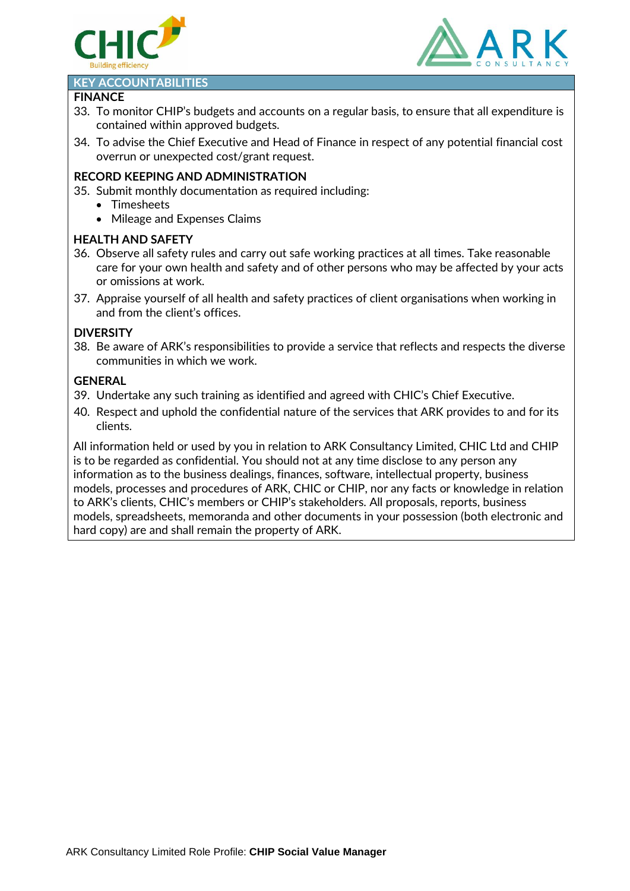## KEY ACCOUNTABILITIES

### FINANCE

33. To monitor CHIP's budgets and accounts on a regular basis, to ensure that all expenditure is contained within approved budgets.
34. To advise the Chief Executive and Head of Finance in respect of any potential financial cost overrun or unexpected cost/grant request.

### RECORD KEEPING AND ADMINISTRATION

35. Submit monthly documentation as required including:
    - Timesheets
    - Mileage and Expenses Claims

### HEALTH AND SAFETY

36. Observe all safety rules and carry out safe working practices at all times. Take reasonable care for your own health and safety and of other persons who may be affected by your acts or omissions at work.
37. Appraise yourself of all health and safety practices of client organisations when working in and from the client's offices.

### DIVERSITY

38. Be aware of ARK's responsibilities to provide a service that reflects and respects the diverse communities in which we work.

### GENERAL

39. Undertake any such training as identified and agreed with CHIC's Chief Executive.
40. Respect and uphold the confidential nature of the services that ARK provides to and for its clients.

All information held or used by you in relation to ARK Consultancy Limited, CHIC Ltd and CHIP is to be regarded as confidential. You should not at any time disclose to any person any information as to the business dealings, finances, software, intellectual property, business models, processes and procedures of ARK, CHIC or CHIP, nor any facts or knowledge in relation to ARK's clients, CHIC's members or CHIP's stakeholders. All proposals, reports, business models, spreadsheets, memoranda and other documents in your possession (both electronic and hard copy) are and shall remain the property of ARK.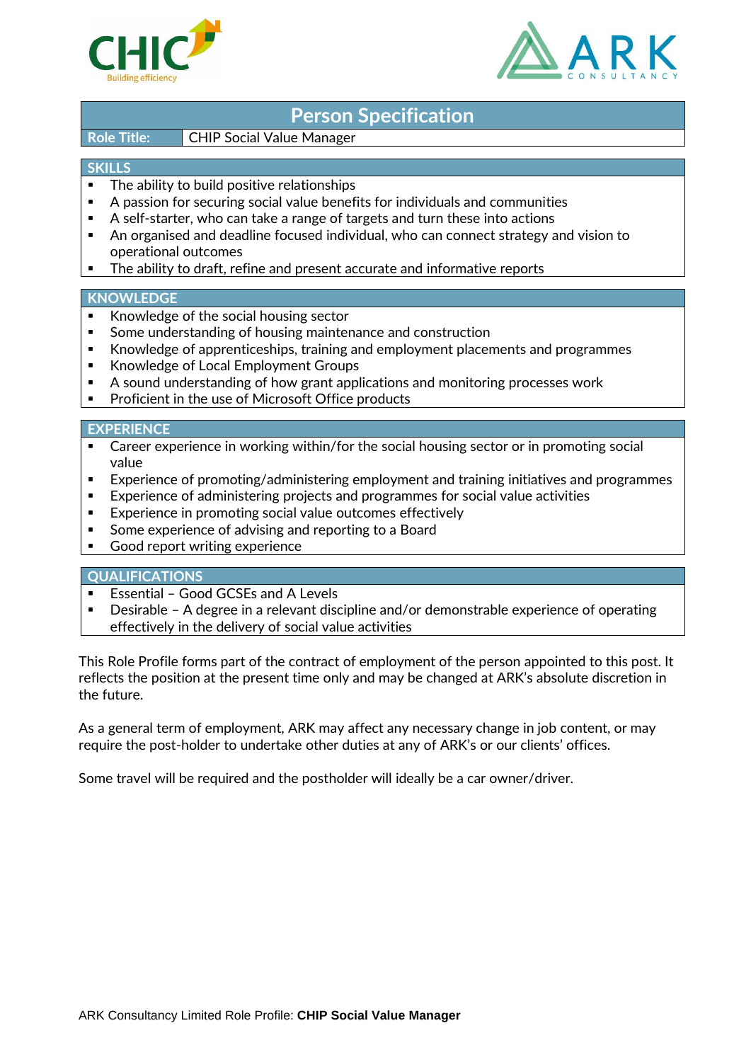# Person Specification

**Role Title:** CHIP Social Value Manager

## SKILLS

- The ability to build positive relationships
- A passion for securing social value benefits for individuals and communities
- A self-starter, who can take a range of targets and turn these into actions
- An organised and deadline focused individual, who can connect strategy and vision to operational outcomes
- The ability to draft, refine and present accurate and informative reports

## KNOWLEDGE

- Knowledge of the social housing sector
- Some understanding of housing maintenance and construction
- Knowledge of apprenticeships, training and employment placements and programmes
- Knowledge of Local Employment Groups
- A sound understanding of how grant applications and monitoring processes work
- Proficient in the use of Microsoft Office products

## EXPERIENCE

- Career experience in working within/for the social housing sector or in promoting social value
- Experience of promoting/administering employment and training initiatives and programmes
- Experience of administering projects and programmes for social value activities
- Experience in promoting social value outcomes effectively
- Some experience of advising and reporting to a Board
- Good report writing experience

## QUALIFICATIONS

- Essential – Good GCSEs and A Levels
- Desirable – A degree in a relevant discipline and/or demonstrable experience of operating effectively in the delivery of social value activities

This Role Profile forms part of the contract of employment of the person appointed to this post. It reflects the position at the present time only and may be changed at ARK's absolute discretion in the future.

As a general term of employment, ARK may affect any necessary change in job content, or may require the post-holder to undertake other duties at any of ARK's or our clients' offices.

Some travel will be required and the postholder will ideally be a car owner/driver.